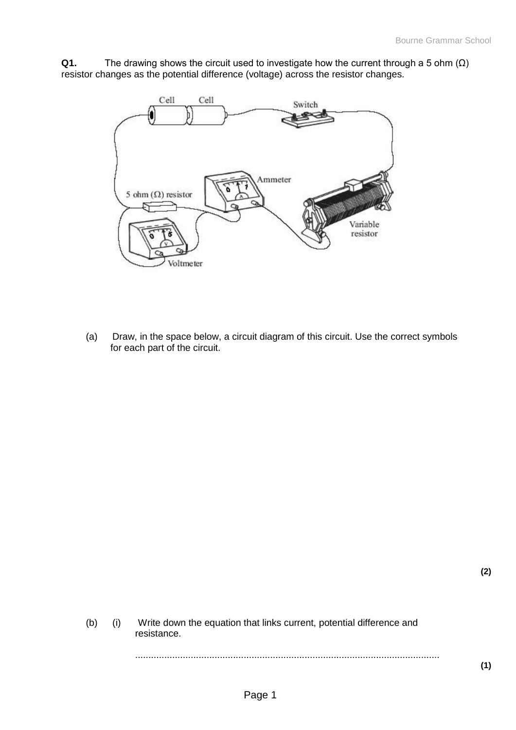**Q1.** The drawing shows the circuit used to investigate how the current through a 5 ohm (Ω) resistor changes as the potential difference (voltage) across the resistor changes.

(a) Draw, in the space below, a circuit diagram of this circuit. Use the correct symbols for each part of the circuit.

**(2)**

(b) (i) Write down the equation that links current, potential difference and resistance.

...................................................................................................................

**(1)**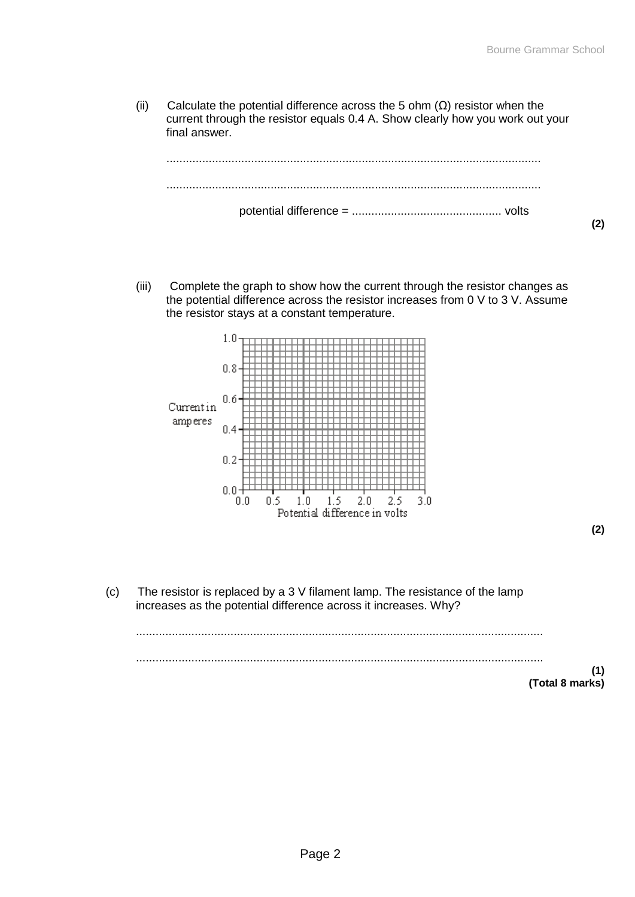(ii) Calculate the potential difference across the 5 ohm (Ω) resistor when the current through the resistor equals 0.4 A. Show clearly how you work out your final answer.

..................................................................................................................

..................................................................................................................

potential difference = ............................................. volts

**(2)**

(iii) Complete the graph to show how the current through the resistor changes as the potential difference across the resistor increases from 0 V to 3 V. Assume the resistor stays at a constant temperature.

Current in amperes (0.0, 0.2, 0.4, 0.6, 0.8, 1.0)

Potential difference in volts (0.0, 0.5, 1.0, 1.5, 2.0, 2.5, 3.0)

**(2)**

(c) The resistor is replaced by a 3 V filament lamp. The resistance of the lamp increases as the potential difference across it increases. Why?

..................................................................................................................

..................................................................................................................

**(1)**
**(Total 8 marks)**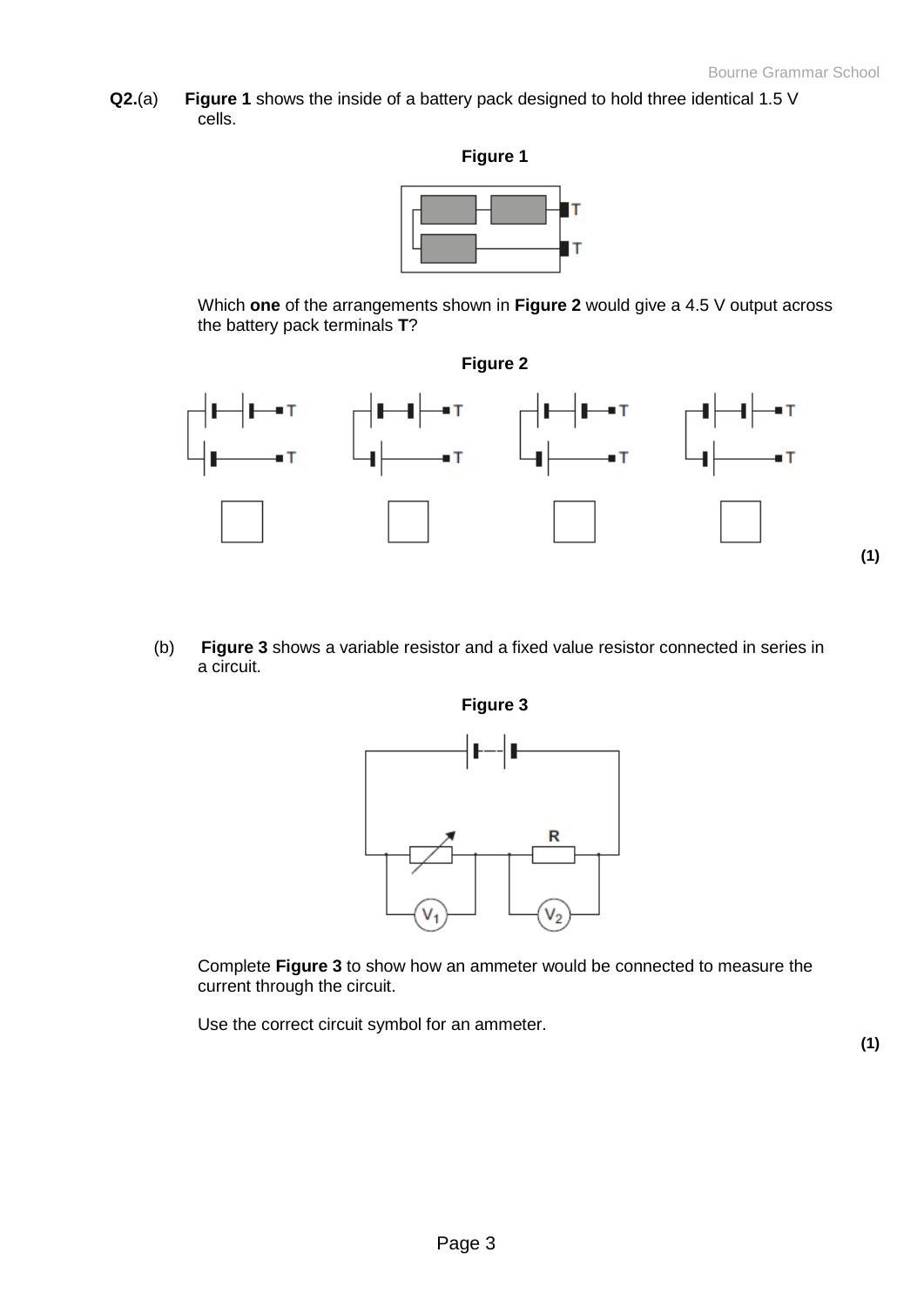**Q2.**(a) **Figure 1** shows the inside of a battery pack designed to hold three identical 1.5 V cells.

**Figure 1**

Which **one** of the arrangements shown in **Figure 2** would give a 4.5 V output across the battery pack terminals **T**?

**Figure 2**

☐ ☐ ☐ ☐

**(1)**

(b) **Figure 3** shows a variable resistor and a fixed value resistor connected in series in a circuit.

**Figure 3**

Complete **Figure 3** to show how an ammeter would be connected to measure the current through the circuit.

Use the correct circuit symbol for an ammeter.

**(1)**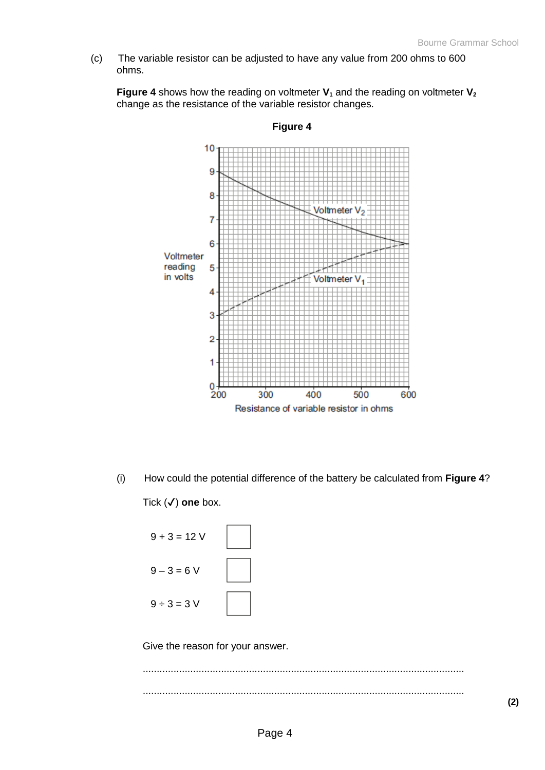(c) The variable resistor can be adjusted to have any value from 200 ohms to 600 ohms.

**Figure 4** shows how the reading on voltmeter $V_1$ and the reading on voltmeter $V_2$ change as the resistance of the variable resistor changes.

**Figure 4**

(i) How could the potential difference of the battery be calculated from **Figure 4**?

Tick (✓) **one** box.

| | |
|---|---|
| 9 + 3 = 12 V | ☐ |
| 9 – 3 = 6 V | ☐ |
| 9 ÷ 3 = 3 V | ☐ |

Give the reason for your answer.

...................................................................................................................

...................................................................................................................

**(2)**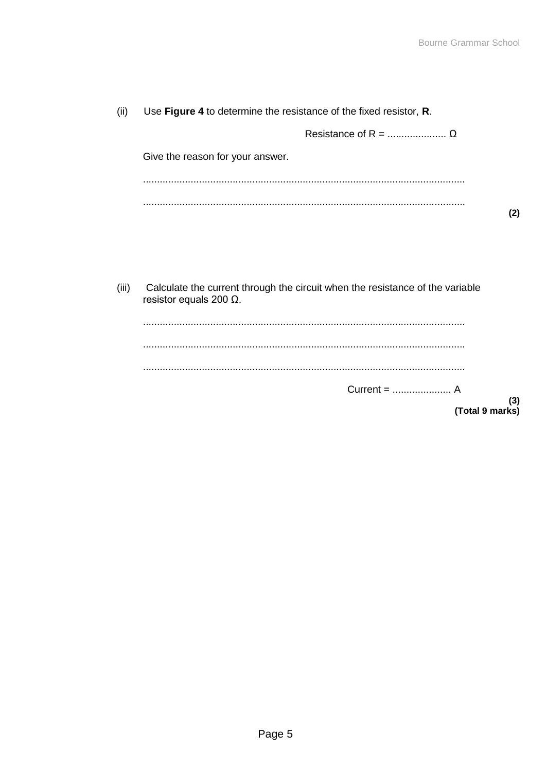(ii) Use **Figure 4** to determine the resistance of the fixed resistor, **R**.

Resistance of R = ..................... Ω

Give the reason for your answer.

..................................................................................................................

..................................................................................................................

**(2)**

(iii) Calculate the current through the circuit when the resistance of the variable resistor equals 200 Ω.

..................................................................................................................

..................................................................................................................

..................................................................................................................

Current = ..................... A

**(3)**

**(Total 9 marks)**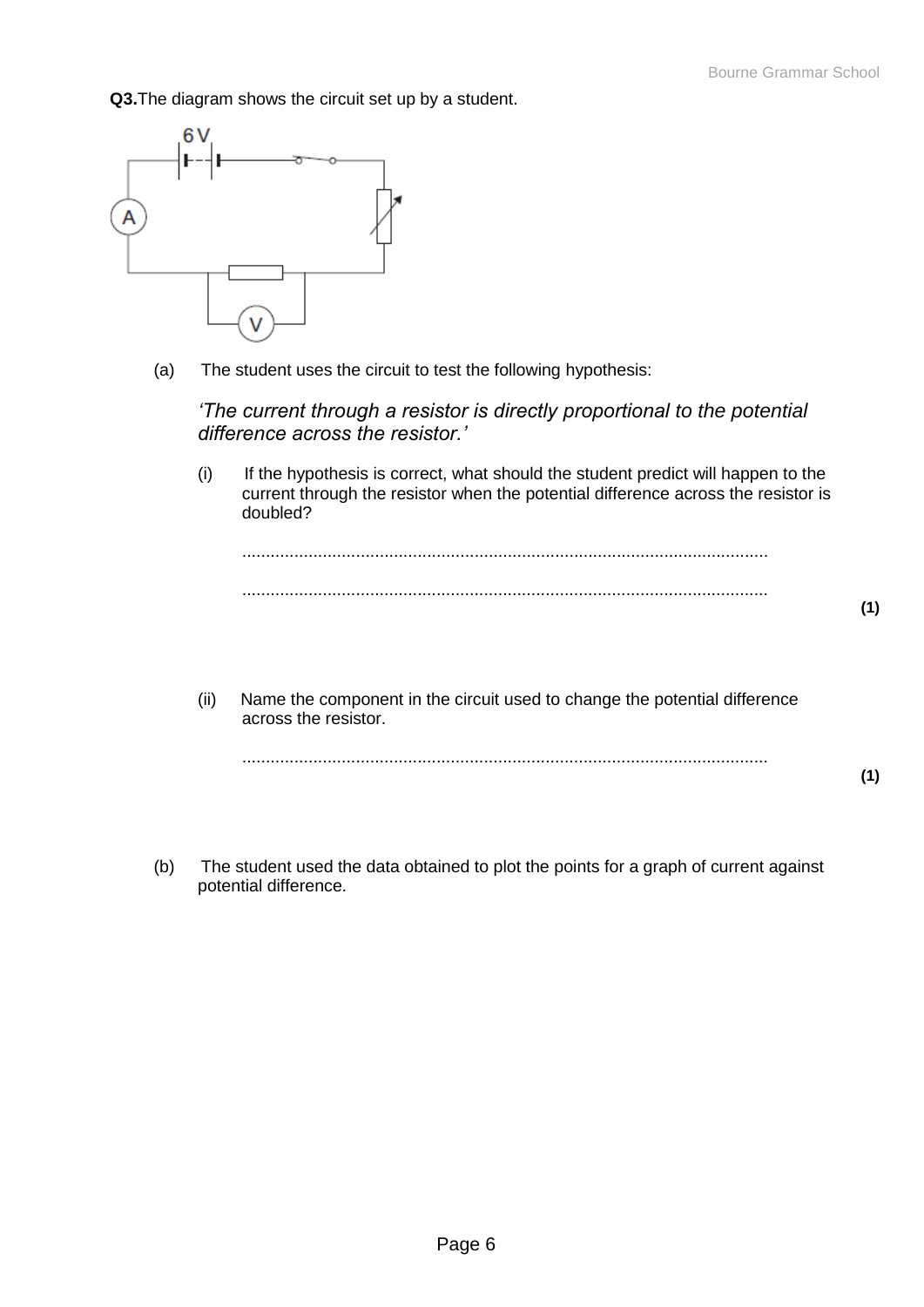**Q3.** The diagram shows the circuit set up by a student.

6 V

(a) The student uses the circuit to test the following hypothesis:

*'The current through a resistor is directly proportional to the potential difference across the resistor.'*

(i) If the hypothesis is correct, what should the student predict will happen to the current through the resistor when the potential difference across the resistor is doubled?

...............................................................................................................

...............................................................................................................

**(1)**

(ii) Name the component in the circuit used to change the potential difference across the resistor.

...............................................................................................................

**(1)**

(b) The student used the data obtained to plot the points for a graph of current against potential difference.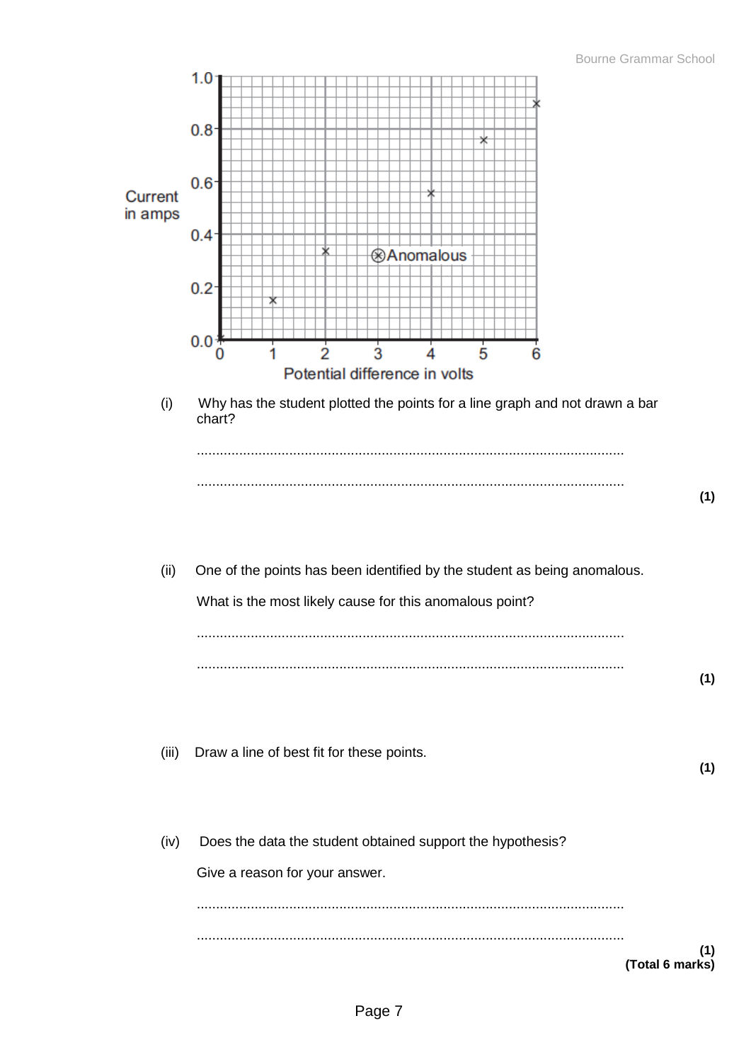Current in amps

1.0
0.8
0.6
0.4
0.2
0.0

0 1 2 3 4 5 6

Potential difference in volts

⊗Anomalous

(i) Why has the student plotted the points for a line graph and not drawn a bar chart?

..............................................................................................................

..............................................................................................................

**(1)**

(ii) One of the points has been identified by the student as being anomalous.

What is the most likely cause for this anomalous point?

..............................................................................................................

..............................................................................................................

**(1)**

(iii) Draw a line of best fit for these points.

**(1)**

(iv) Does the data the student obtained support the hypothesis?

Give a reason for your answer.

..............................................................................................................

..............................................................................................................

**(1)**
**(Total 6 marks)**